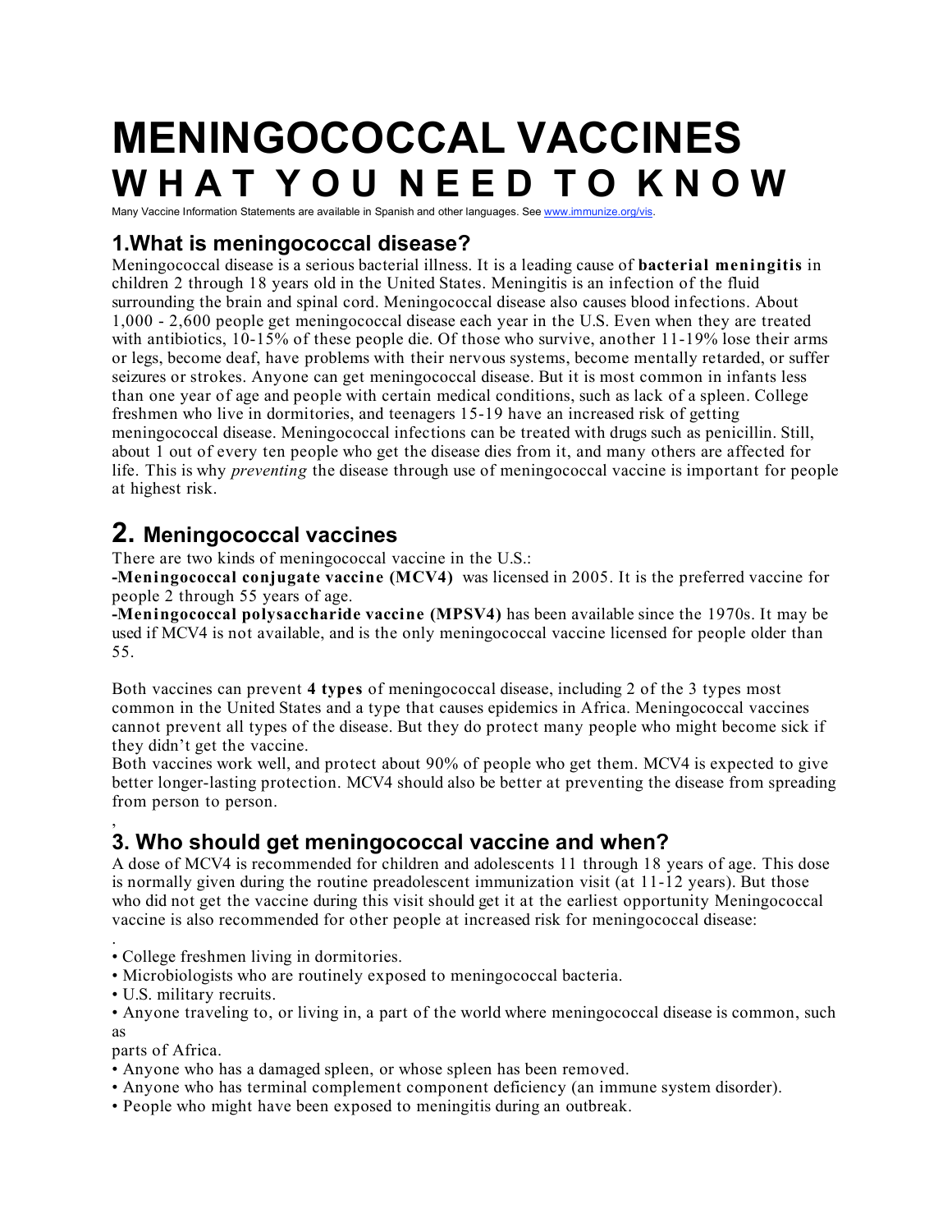# MENINGOCOCCAL VACCINES
# WHAT YOU NEED TO KNOW

Many Vaccine Information Statements are available in Spanish and other languages. See www.immunize.org/vis.

## 1. What is meningococcal disease?

Meningococcal disease is a serious bacterial illness. It is a leading cause of **bacterial meningitis** in children 2 through 18 years old in the United States. Meningitis is an infection of the fluid surrounding the brain and spinal cord. Meningococcal disease also causes blood infections. About 1,000 - 2,600 people get meningococcal disease each year in the U.S. Even when they are treated with antibiotics, 10-15% of these people die. Of those who survive, another 11-19% lose their arms or legs, become deaf, have problems with their nervous systems, become mentally retarded, or suffer seizures or strokes. Anyone can get meningococcal disease. But it is most common in infants less than one year of age and people with certain medical conditions, such as lack of a spleen. College freshmen who live in dormitories, and teenagers 15-19 have an increased risk of getting meningococcal disease. Meningococcal infections can be treated with drugs such as penicillin. Still, about 1 out of every ten people who get the disease dies from it, and many others are affected for life. This is why *preventing* the disease through use of meningococcal vaccine is important for people at highest risk.

## 2. Meningococcal vaccines

There are two kinds of meningococcal vaccine in the U.S.:

-**Meningococcal conjugate vaccine (MCV4)** was licensed in 2005. It is the preferred vaccine for people 2 through 55 years of age.

-**Meningococcal polysaccharide vaccine (MPSV4)** has been available since the 1970s. It may be used if MCV4 is not available, and is the only meningococcal vaccine licensed for people older than 55.

Both vaccines can prevent **4 types** of meningococcal disease, including 2 of the 3 types most common in the United States and a type that causes epidemics in Africa. Meningococcal vaccines cannot prevent all types of the disease. But they do protect many people who might become sick if they didn't get the vaccine.

Both vaccines work well, and protect about 90% of people who get them. MCV4 is expected to give better longer-lasting protection. MCV4 should also be better at preventing the disease from spreading from person to person.

## 3. Who should get meningococcal vaccine and when?

A dose of MCV4 is recommended for children and adolescents 11 through 18 years of age. This dose is normally given during the routine preadolescent immunization visit (at 11-12 years). But those who did not get the vaccine during this visit should get it at the earliest opportunity Meningococcal vaccine is also recommended for other people at increased risk for meningococcal disease:

- College freshmen living in dormitories.
- Microbiologists who are routinely exposed to meningococcal bacteria.
- U.S. military recruits.
- Anyone traveling to, or living in, a part of the world where meningococcal disease is common, such as parts of Africa.
- Anyone who has a damaged spleen, or whose spleen has been removed.
- Anyone who has terminal complement component deficiency (an immune system disorder).
- People who might have been exposed to meningitis during an outbreak.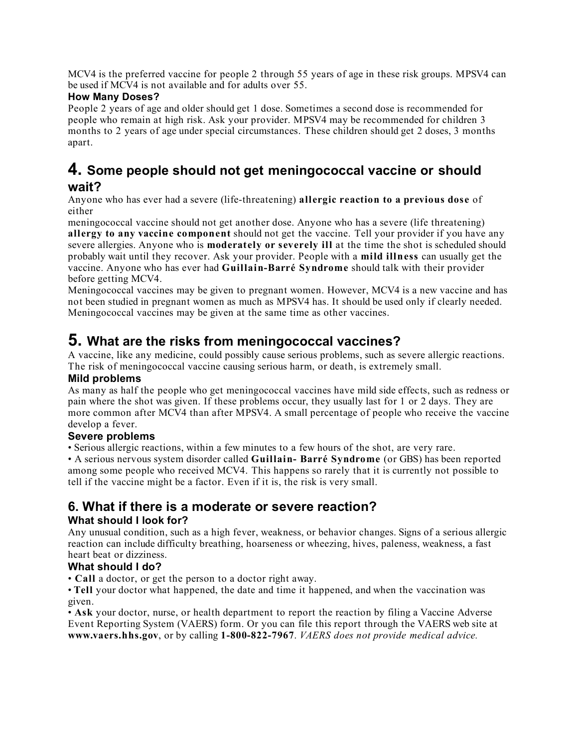MCV4 is the preferred vaccine for people 2 through 55 years of age in these risk groups. MPSV4 can be used if MCV4 is not available and for adults over 55.

### How Many Doses?

People 2 years of age and older should get 1 dose. Sometimes a second dose is recommended for people who remain at high risk. Ask your provider. MPSV4 may be recommended for children 3 months to 2 years of age under special circumstances. These children should get 2 doses, 3 months apart.

## 4. Some people should not get meningococcal vaccine or should wait?

Anyone who has ever had a severe (life-threatening) **allergic reaction to a previous dose** of either meningococcal vaccine should not get another dose. Anyone who has a severe (life threatening) **allergy to any vaccine component** should not get the vaccine. Tell your provider if you have any severe allergies. Anyone who is **moderately or severely ill** at the time the shot is scheduled should probably wait until they recover. Ask your provider. People with a **mild illness** can usually get the vaccine. Anyone who has ever had **Guillain-Barré Syndrome** should talk with their provider before getting MCV4.

Meningococcal vaccines may be given to pregnant women. However, MCV4 is a new vaccine and has not been studied in pregnant women as much as MPSV4 has. It should be used only if clearly needed. Meningococcal vaccines may be given at the same time as other vaccines.

## 5. What are the risks from meningococcal vaccines?

A vaccine, like any medicine, could possibly cause serious problems, such as severe allergic reactions. The risk of meningococcal vaccine causing serious harm, or death, is extremely small.

### Mild problems

As many as half the people who get meningococcal vaccines have mild side effects, such as redness or pain where the shot was given. If these problems occur, they usually last for 1 or 2 days. They are more common after MCV4 than after MPSV4. A small percentage of people who receive the vaccine develop a fever.

### Severe problems

- Serious allergic reactions, within a few minutes to a few hours of the shot, are very rare.
- A serious nervous system disorder called **Guillain- Barré Syndrome** (or GBS) has been reported among some people who received MCV4. This happens so rarely that it is currently not possible to tell if the vaccine might be a factor. Even if it is, the risk is very small.

## 6. What if there is a moderate or severe reaction?

### What should I look for?

Any unusual condition, such as a high fever, weakness, or behavior changes. Signs of a serious allergic reaction can include difficulty breathing, hoarseness or wheezing, hives, paleness, weakness, a fast heart beat or dizziness.

### What should I do?

- **Call** a doctor, or get the person to a doctor right away.
- **Tell** your doctor what happened, the date and time it happened, and when the vaccination was given.
- **Ask** your doctor, nurse, or health department to report the reaction by filing a Vaccine Adverse Event Reporting System (VAERS) form. Or you can file this report through the VAERS web site at **www.vaers.hhs.gov**, or by calling **1-800-822-7967**. *VAERS does not provide medical advice.*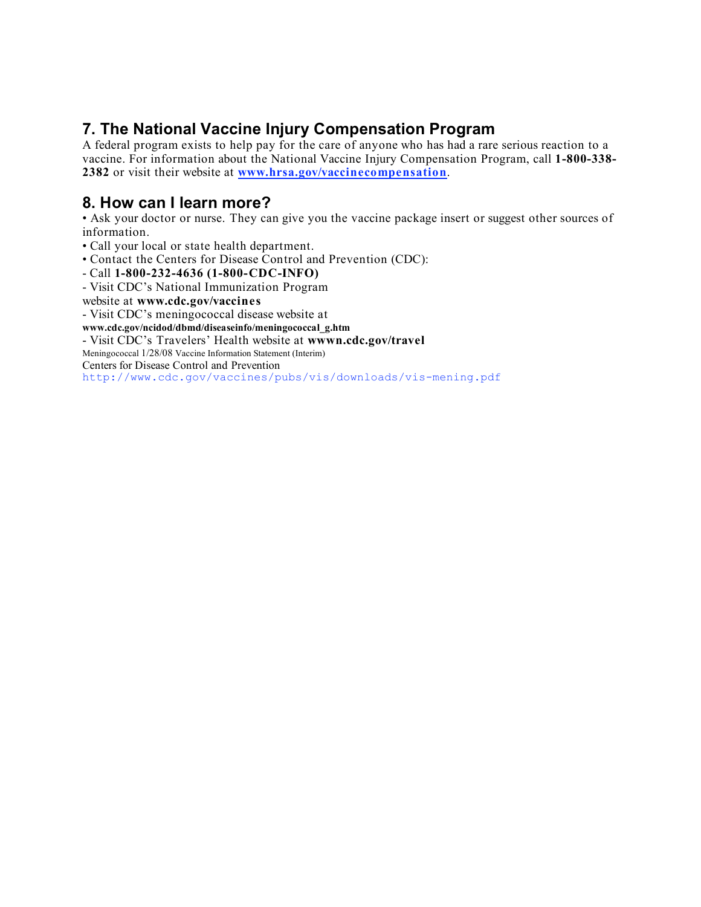## 7. The National Vaccine Injury Compensation Program

A federal program exists to help pay for the care of anyone who has had a rare serious reaction to a vaccine. For information about the National Vaccine Injury Compensation Program, call **1-800-338-2382** or visit their website at **www.hrsa.gov/vaccinecompensation**.

## 8. How can I learn more?

• Ask your doctor or nurse. They can give you the vaccine package insert or suggest other sources of information.
• Call your local or state health department.
• Contact the Centers for Disease Control and Prevention (CDC):
- Call **1-800-232-4636 (1-800-CDC-INFO)**
- Visit CDC's National Immunization Program website at **www.cdc.gov/vaccines**
- Visit CDC's meningococcal disease website at **www.cdc.gov/ncidod/dbmd/diseaseinfo/meningococcal_g.htm**
- Visit CDC's Travelers' Health website at **wwwn.cdc.gov/travel**

Meningococcal 1/28/08 Vaccine Information Statement (Interim)
Centers for Disease Control and Prevention
http://www.cdc.gov/vaccines/pubs/vis/downloads/vis-mening.pdf